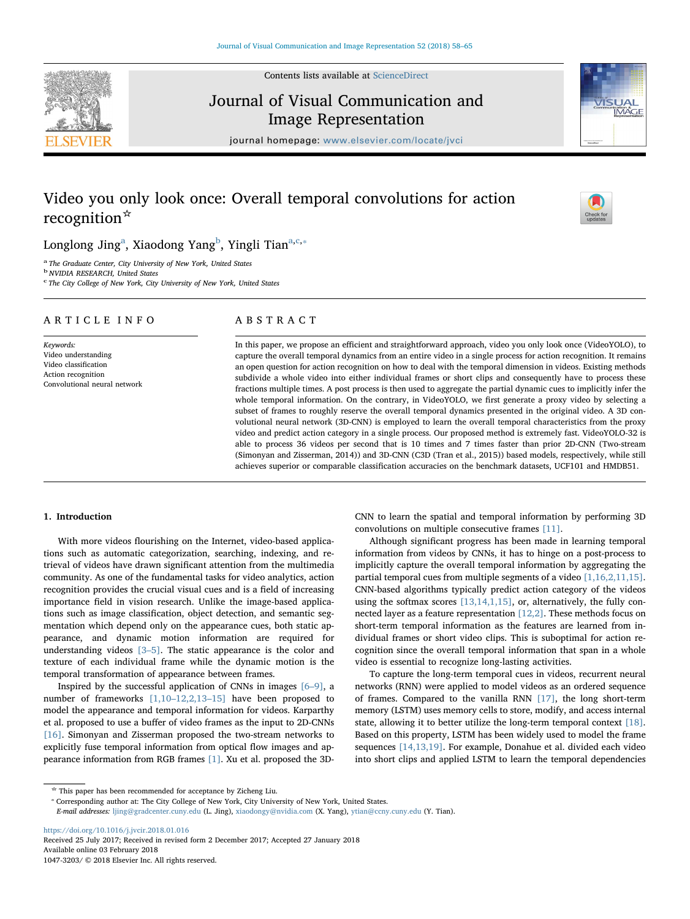# Video you only look once: Overall temporal convolutions for action recognition[☆]

Longlong Jing[a], Xiaodong Yang[b], Yingli Tian[a,c,*]

[a] The Graduate Center, City University of New York, United States
[b] NVIDIA RESEARCH, United States
[c] The City College of New York, City University of New York, United States

## ARTICLE INFO

*Keywords:*
Video understanding
Video classification
Action recognition
Convolutional neural network

## ABSTRACT

In this paper, we propose an efficient and straightforward approach, video you only look once (VideoYOLO), to capture the overall temporal dynamics from an entire video in a single process for action recognition. It remains an open question for action recognition on how to deal with the temporal dimension in videos. Existing methods subdivide a whole video into either individual frames or short clips and consequently have to process these fractions multiple times. A post process is then used to aggregate the partial dynamic cues to implicitly infer the whole temporal information. On the contrary, in VideoYOLO, we first generate a proxy video by selecting a subset of frames to roughly reserve the overall temporal dynamics presented in the original video. A 3D convolutional neural network (3D-CNN) is employed to learn the overall temporal characteristics from the proxy video and predict action category in a single process. Our proposed method is extremely fast. VideoYOLO-32 is able to process 36 videos per second that is 10 times and 7 times faster than prior 2D-CNN (Two-stream (Simonyan and Zisserman, 2014)) and 3D-CNN (C3D (Tran et al., 2015)) based models, respectively, while still achieves superior or comparable classification accuracies on the benchmark datasets, UCF101 and HMDB51.

## 1. Introduction

With more videos flourishing on the Internet, video-based applications such as automatic categorization, searching, indexing, and retrieval of videos have drawn significant attention from the multimedia community. As one of the fundamental tasks for video analytics, action recognition provides the crucial visual cues and is a field of increasing importance field in vision research. Unlike the image-based applications such as image classification, object detection, and semantic segmentation which depend only on the appearance cues, both static appearance, and dynamic motion information are required for understanding videos [3–5]. The static appearance is the color and texture of each individual frame while the dynamic motion is the temporal transformation of appearance between frames.

Inspired by the successful application of CNNs in images [6–9], a number of frameworks [1,10–12,2,13–15] have been proposed to model the appearance and temporal information for videos. Karpathy et al. proposed to use a buffer of video frames as the input to 2D-CNNs [16]. Simonyan and Zisserman proposed the two-stream networks to explicitly fuse temporal information from optical flow images and appearance information from RGB frames [1]. Xu et al. proposed the 3D-CNN to learn the spatial and temporal information by performing 3D convolutions on multiple consecutive frames [11].

Although significant progress has been made in learning temporal information from videos by CNNs, it has to hinge on a post-process to implicitly capture the overall temporal information by aggregating the partial temporal cues from multiple segments of a video [1,16,2,11,15]. CNN-based algorithms typically predict action category of the videos using the softmax scores [13,14,1,15], or, alternatively, the fully connected layer as a feature representation [12,2]. These methods focus on short-term temporal information as the features are learned from individual frames or short video clips. This is suboptimal for action recognition since the overall temporal information that span in a whole video is essential to recognize long-lasting activities.

To capture the long-term temporal cues in videos, recurrent neural networks (RNN) were applied to model videos as an ordered sequence of frames. Compared to the vanilla RNN [17], the long short-term memory (LSTM) uses memory cells to store, modify, and access internal state, allowing it to better utilize the long-term temporal context [18]. Based on this property, LSTM has been widely used to model the frame sequences [14,13,19]. For example, Donahue et al. divided each video into short clips and applied LSTM to learn the temporal dependencies

---

☆ This paper has been recommended for acceptance by Zicheng Liu.
* Corresponding author at: The City College of New York, City University of New York, United States.
*E-mail addresses:* ljing@gradcenter.cuny.edu (L. Jing), xiaodongy@nvidia.com (X. Yang), ytian@ccny.cuny.edu (Y. Tian).

https://doi.org/10.1016/j.jvcir.2018.01.016
Received 25 July 2017; Received in revised form 2 December 2017; Accepted 27 January 2018
Available online 03 February 2018
1047-3203/ © 2018 Elsevier Inc. All rights reserved.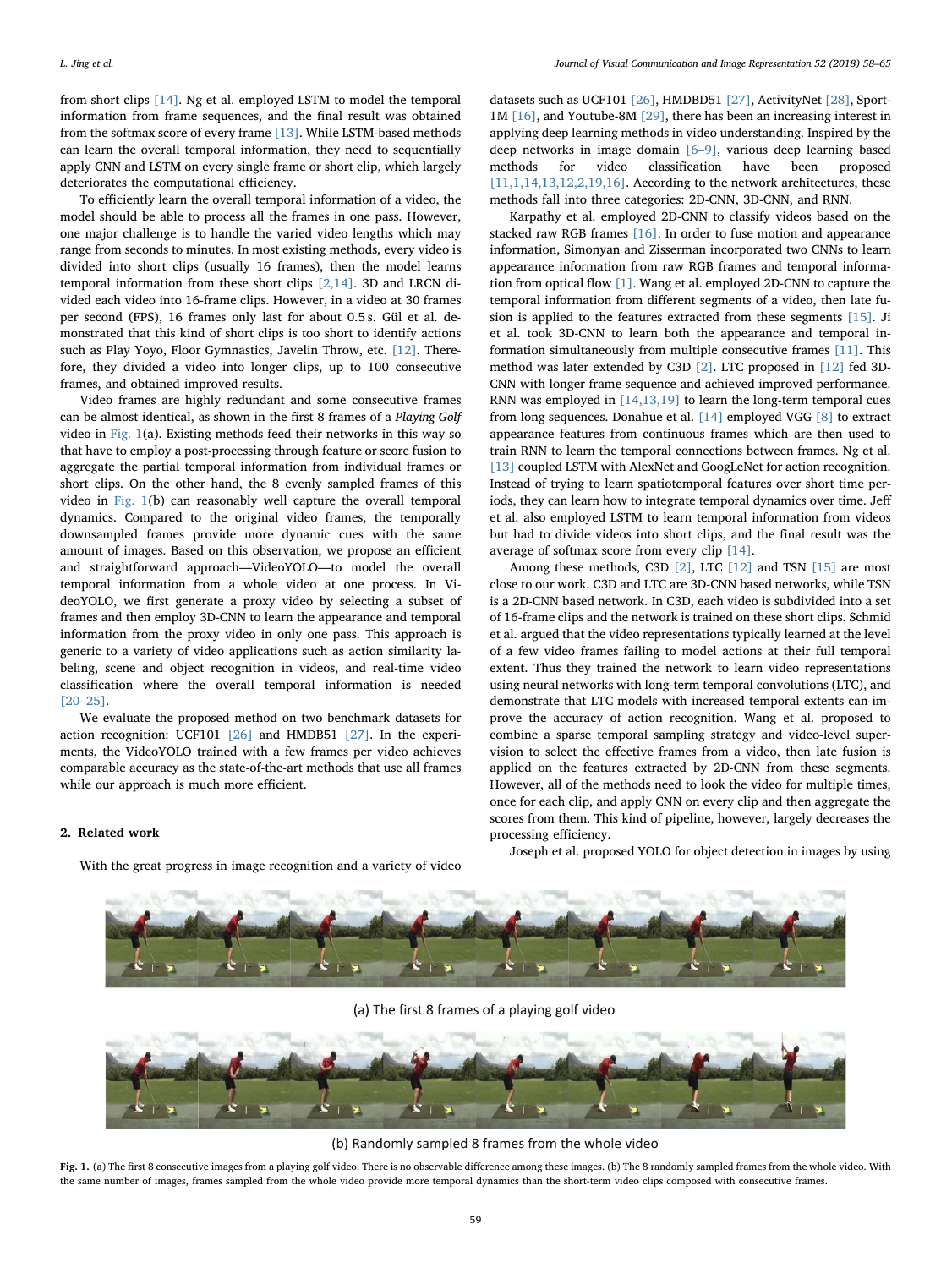from short clips [14]. Ng et al. employed LSTM to model the temporal information from frame sequences, and the final result was obtained from the softmax score of every frame [13]. While LSTM-based methods can learn the overall temporal information, they need to sequentially apply CNN and LSTM on every single frame or short clip, which largely deteriorates the computational efficiency.

To efficiently learn the overall temporal information of a video, the model should be able to process all the frames in one pass. However, one major challenge is to handle the varied video lengths which may range from seconds to minutes. In most existing methods, every video is divided into short clips (usually 16 frames), then the model learns temporal information from these short clips [2,14]. 3D and LRCN divided each video into 16-frame clips. However, in a video at 30 frames per second (FPS), 16 frames only last for about 0.5 s. Gül et al. demonstrated that this kind of short clips is too short to identify actions such as Play Yoyo, Floor Gymnastics, Javelin Throw, etc. [12]. Therefore, they divided a video into longer clips, up to 100 consecutive frames, and obtained improved results.

Video frames are highly redundant and some consecutive frames can be almost identical, as shown in the first 8 frames of a *Playing Golf* video in Fig. 1(a). Existing methods feed their networks in this way so that have to employ a post-processing through feature or score fusion to aggregate the partial temporal information from individual frames or short clips. On the other hand, the 8 evenly sampled frames of this video in Fig. 1(b) can reasonably well capture the overall temporal dynamics. Compared to the original video frames, the temporally downsampled frames provide more dynamic cues with the same amount of images. Based on this observation, we propose an efficient and straightforward approach—VideoYOLO—to model the overall temporal information from a whole video at one process. In VideoYOLO, we first generate a proxy video by selecting a subset of frames and then employ 3D-CNN to learn the appearance and temporal information from the proxy video in only one pass. This approach is generic to a variety of video applications such as action similarity labeling, scene and object recognition in videos, and real-time video classification where the overall temporal information is needed [20–25].

We evaluate the proposed method on two benchmark datasets for action recognition: UCF101 [26] and HMDB51 [27]. In the experiments, the VideoYOLO trained with a few frames per video achieves comparable accuracy as the state-of-the-art methods that use all frames while our approach is much more efficient.

## 2. Related work

With the great progress in image recognition and a variety of video datasets such as UCF101 [26], HMDBD51 [27], ActivityNet [28], Sport-1M [16], and Youtube-8M [29], there has been an increasing interest in applying deep learning methods in video understanding. Inspired by the deep networks in image domain [6–9], various deep learning based methods for video classification have been proposed [11,1,14,13,12,2,19,16]. According to the network architectures, these methods fall into three categories: 2D-CNN, 3D-CNN, and RNN.

Karpathy et al. employed 2D-CNN to classify videos based on the stacked raw RGB frames [16]. In order to fuse motion and appearance information, Simonyan and Zisserman incorporated two CNNs to learn appearance information from raw RGB frames and temporal information from optical flow [1]. Wang et al. employed 2D-CNN to capture the temporal information from different segments of a video, then late fusion is applied to the features extracted from these segments [15]. Ji et al. took 3D-CNN to learn both the appearance and temporal information simultaneously from multiple consecutive frames [11]. This method was later extended by C3D [2]. LTC proposed in [12] fed 3D-CNN with longer frame sequence and achieved improved performance. RNN was employed in [14,13,19] to learn the long-term temporal cues from long sequences. Donahue et al. [14] employed VGG [8] to extract appearance features from continuous frames which are then used to train RNN to learn the temporal connections between frames. Ng et al. [13] coupled LSTM with AlexNet and GoogLeNet for action recognition. Instead of trying to learn spatiotemporal features over short time periods, they can learn how to integrate temporal dynamics over time. Jeff et al. also employed LSTM to learn temporal information from videos but had to divide videos into short clips, and the final result was the average of softmax score from every clip [14].

Among these methods, C3D [2], LTC [12] and TSN [15] are most close to our work. C3D and LTC are 3D-CNN based networks, while TSN is a 2D-CNN based network. In C3D, each video is subdivided into a set of 16-frame clips and the network is trained on these short clips. Schmid et al. argued that the video representations typically learned at the level of a few video frames failing to model actions at their full temporal extent. Thus they trained the network to learn video representations using neural networks with long-term temporal convolutions (LTC), and demonstrate that LTC models with increased temporal extents can improve the accuracy of action recognition. Wang et al. proposed to combine a sparse temporal sampling strategy and video-level supervision to select the effective frames from a video, then late fusion is applied on the features extracted by 2D-CNN from these segments. However, all of the methods need to look the video for multiple times, once for each clip, and apply CNN on every clip and then aggregate the scores from them. This kind of pipeline, however, largely decreases the processing efficiency.

Joseph et al. proposed YOLO for object detection in images by using

(a) The first 8 frames of a playing golf video

(b) Randomly sampled 8 frames from the whole video

**Fig. 1.** (a) The first 8 consecutive images from a playing golf video. There is no observable difference among these images. (b) The 8 randomly sampled frames from the whole video. With the same number of images, frames sampled from the whole video provide more temporal dynamics than the short-term video clips composed with consecutive frames.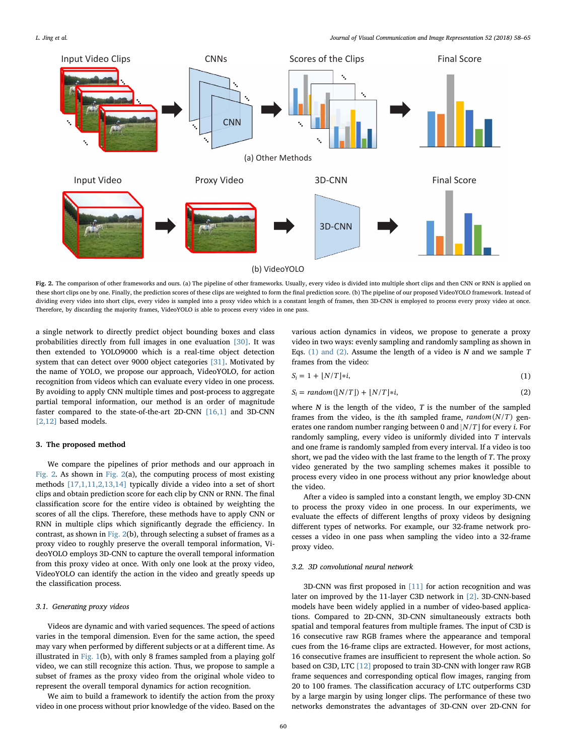**Fig. 2.** The comparison of other frameworks and ours. (a) The pipeline of other frameworks. Usually, every video is divided into multiple short clips and then CNN or RNN is applied on these short clips one by one. Finally, the prediction scores of these clips are weighted to form the final prediction score. (b) The pipeline of our proposed VideoYOLO framework. Instead of dividing every video into short clips, every video is sampled into a proxy video which is a constant length of frames, then 3D-CNN is employed to process every proxy video at once. Therefore, by discarding the majority frames, VideoYOLO is able to process every video in one pass.

a single network to directly predict object bounding boxes and class probabilities directly from full images in one evaluation [30]. It was then extended to YOLO9000 which is a real-time object detection system that can detect over 9000 object categories [31]. Motivated by the name of YOLO, we propose our approach, VideoYOLO, for action recognition from videos which can evaluate every video in one process. By avoiding to apply CNN multiple times and post-process to aggregate partial temporal information, our method is an order of magnitude faster compared to the state-of-the-art 2D-CNN [16,1] and 3D-CNN [2,12] based models.

## 3. The proposed method

We compare the pipelines of prior methods and our approach in Fig. 2. As shown in Fig. 2(a), the computing process of most existing methods [17,1,11,2,13,14] typically divide a video into a set of short clips and obtain prediction score for each clip by CNN or RNN. The final classification score for the entire video is obtained by weighting the scores of all the clips. Therefore, these methods have to apply CNN or RNN in multiple clips which significantly degrade the efficiency. In contrast, as shown in Fig. 2(b), through selecting a subset of frames as a proxy video to roughly preserve the overall temporal information, VideoYOLO employs 3D-CNN to capture the overall temporal information from this proxy video at once. With only one look at the proxy video, VideoYOLO can identify the action in the video and greatly speeds up the classification process.

### 3.1. Generating proxy videos

Videos are dynamic and with varied sequences. The speed of actions varies in the temporal dimension. Even for the same action, the speed may vary when performed by different subjects or at a different time. As illustrated in Fig. 1(b), with only 8 frames sampled from a playing golf video, we can still recognize this action. Thus, we propose to sample a subset of frames as the proxy video from the original whole video to represent the overall temporal dynamics for action recognition.

We aim to build a framework to identify the action from the proxy video in one process without prior knowledge of the video. Based on the various action dynamics in videos, we propose to generate a proxy video in two ways: evenly sampling and randomly sampling as shown in Eqs. (1) and (2). Assume the length of a video is $N$ and we sample $T$ frames from the video:

$$S_i = 1 + \lfloor N/T \rfloor * i, \tag{1}$$

$$S_i = random(\lfloor N/T \rfloor) + \lfloor N/T \rfloor * i, \tag{2}$$

where $N$ is the length of the video, $T$ is the number of the sampled frames from the video, is the $i$th sampled frame, $random(N/T)$ generates one random number ranging between 0 and $\lfloor N/T \rfloor$ for every $i$. For randomly sampling, every video is uniformly divided into $T$ intervals and one frame is randomly sampled from every interval. If a video is too short, we pad the video with the last frame to the length of $T$. The proxy video generated by the two sampling schemes makes it possible to process every video in one process without any prior knowledge about the video.

After a video is sampled into a constant length, we employ 3D-CNN to process the proxy video in one process. In our experiments, we evaluate the effects of different lengths of proxy videos by designing different types of networks. For example, our 32-frame network processes a video in one pass when sampling the video into a 32-frame proxy video.

### 3.2. 3D convolutional neural network

3D-CNN was first proposed in [11] for action recognition and was later on improved by the 11-layer C3D network in [2]. 3D-CNN-based models have been widely applied in a number of video-based applications. Compared to 2D-CNN, 3D-CNN simultaneously extracts both spatial and temporal features from multiple frames. The input of C3D is 16 consecutive raw RGB frames where the appearance and temporal cues from the 16-frame clips are extracted. However, for most actions, 16 consecutive frames are insufficient to represent the whole action. So based on C3D, LTC [12] proposed to train 3D-CNN with longer raw RGB frame sequences and corresponding optical flow images, ranging from 20 to 100 frames. The classification accuracy of LTC outperforms C3D by a large margin by using longer clips. The performance of these two networks demonstrates the advantages of 3D-CNN over 2D-CNN for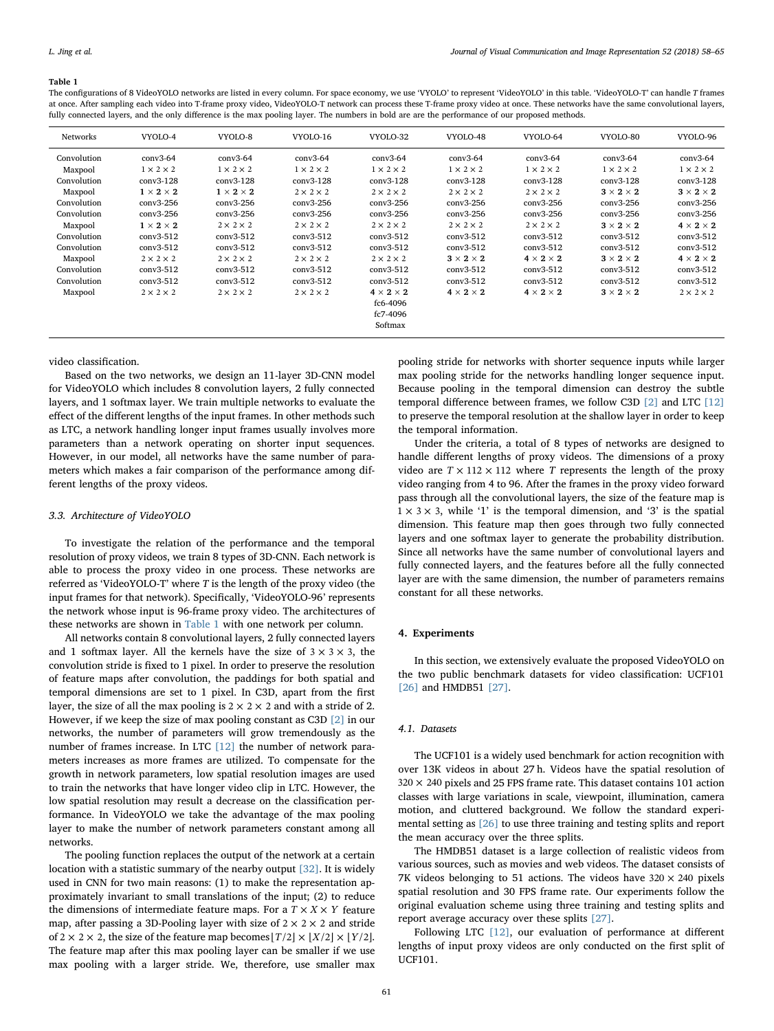**Table 1**

The configurations of 8 VideoYOLO networks are listed in every column. For space economy, we use 'VYOLO' to represent 'VideoYOLO' in this table. 'VideoYOLO-T' can handle $T$ frames at once. After sampling each video into T-frame proxy video, VideoYOLO-T network can process these T-frame proxy video at once. These networks have the same convolutional layers, fully connected layers, and the only difference is the max pooling layer. The numbers in bold are are the performance of our proposed methods.

| Networks | VYOLO-4 | VYOLO-8 | VYOLO-16 | VYOLO-32 | VYOLO-48 | VYOLO-64 | VYOLO-80 | VYOLO-96 |
|---|---|---|---|---|---|---|---|---|
| Convolution | conv3-64 | conv3-64 | conv3-64 | conv3-64 | conv3-64 | conv3-64 | conv3-64 | conv3-64 |
| Maxpool | 1 × 2 × 2 | 1 × 2 × 2 | 1 × 2 × 2 | 1 × 2 × 2 | 1 × 2 × 2 | 1 × 2 × 2 | 1 × 2 × 2 | 1 × 2 × 2 |
| Convolution | conv3-128 | conv3-128 | conv3-128 | conv3-128 | conv3-128 | conv3-128 | conv3-128 | conv3-128 |
| Maxpool | **1 × 2 × 2** | **1 × 2 × 2** | 2 × 2 × 2 | 2 × 2 × 2 | 2 × 2 × 2 | 2 × 2 × 2 | **3 × 2 × 2** | **3 × 2 × 2** |
| Convolution | conv3-256 | conv3-256 | conv3-256 | conv3-256 | conv3-256 | conv3-256 | conv3-256 | conv3-256 |
| Convolution | conv3-256 | conv3-256 | conv3-256 | conv3-256 | conv3-256 | conv3-256 | conv3-256 | conv3-256 |
| Maxpool | **1 × 2 × 2** | 2 × 2 × 2 | 2 × 2 × 2 | 2 × 2 × 2 | 2 × 2 × 2 | 2 × 2 × 2 | **3 × 2 × 2** | **4 × 2 × 2** |
| Convolution | conv3-512 | conv3-512 | conv3-512 | conv3-512 | conv3-512 | conv3-512 | conv3-512 | conv3-512 |
| Convolution | conv3-512 | conv3-512 | conv3-512 | conv3-512 | conv3-512 | conv3-512 | conv3-512 | conv3-512 |
| Maxpool | 2 × 2 × 2 | 2 × 2 × 2 | 2 × 2 × 2 | 2 × 2 × 2 | **3 × 2 × 2** | **4 × 2 × 2** | **3 × 2 × 2** | **4 × 2 × 2** |
| Convolution | conv3-512 | conv3-512 | conv3-512 | conv3-512 | conv3-512 | conv3-512 | conv3-512 | conv3-512 |
| Convolution | conv3-512 | conv3-512 | conv3-512 | conv3-512 | conv3-512 | conv3-512 | conv3-512 | conv3-512 |
| Maxpool | 2 × 2 × 2 | 2 × 2 × 2 | 2 × 2 × 2 | **4 × 2 × 2** | **4 × 2 × 2** | **4 × 2 × 2** | **3 × 2 × 2** | 2 × 2 × 2 |
| | | | | fc6-4096 | | | | |
| | | | | fc7-4096 | | | | |
| | | | | Softmax | | | | |

video classification.

Based on the two networks, we design an 11-layer 3D-CNN model for VideoYOLO which includes 8 convolution layers, 2 fully connected layers, and 1 softmax layer. We train multiple networks to evaluate the effect of the different lengths of the input frames. In other methods such as LTC, a network handling longer input frames usually involves more parameters than a network operating on shorter input sequences. However, in our model, all networks have the same number of parameters which makes a fair comparison of the performance among different lengths of the proxy videos.

### 3.3. Architecture of VideoYOLO

To investigate the relation of the performance and the temporal resolution of proxy videos, we train 8 types of 3D-CNN. Each network is able to process the proxy video in one process. These networks are referred as 'VideoYOLO-T' where $T$ is the length of the proxy video (the input frames for that network). Specifically, 'VideoYOLO-96' represents the network whose input is 96-frame proxy video. The architectures of these networks are shown in Table 1 with one network per column.

All networks contain 8 convolutional layers, 2 fully connected layers and 1 softmax layer. All the kernels have the size of $3 \times 3 \times 3$, the convolution stride is fixed to 1 pixel. In order to preserve the resolution of feature maps after convolution, the paddings for both spatial and temporal dimensions are set to 1 pixel. In C3D, apart from the first layer, the size of all the max pooling is $2 \times 2 \times 2$ and with a stride of 2. However, if we keep the size of max pooling constant as C3D [2] in our networks, the number of parameters will grow tremendously as the number of frames increase. In LTC [12] the number of network parameters increases as more frames are utilized. To compensate for the growth in network parameters, lower spatial resolution images are used to train the networks that have longer video clip in LTC. However, the low spatial resolution may result a decrease on the classification performance. In VideoYOLO we take the advantage of the max pooling layer to make the number of network parameters constant among all networks.

The pooling function replaces the output of the network at a certain location with a statistic summary of the nearby output [32]. It is widely used in CNN for two main reasons: (1) to make the representation approximately invariant to small translations of the input; (2) to reduce the dimensions of intermediate feature maps. For a $T \times X \times Y$ feature map, after passing a 3D-Pooling layer with size of $2 \times 2 \times 2$ and stride of $2 \times 2 \times 2$, the size of the feature map becomes $\lfloor T/2 \rfloor \times \lfloor X/2 \rfloor \times \lfloor Y/2 \rfloor$. The feature map after this max pooling layer can be smaller if we use max pooling with a larger stride. We, therefore, use smaller max pooling stride for networks with shorter sequence inputs while larger max pooling stride for the networks handling longer sequence input. Because pooling in the temporal dimension can destroy the subtle temporal difference between frames, we follow C3D [2] and LTC [12] to preserve the temporal resolution at the shallow layer in order to keep the temporal information.

Under the criteria, a total of 8 types of networks are designed to handle different lengths of proxy videos. The dimensions of a proxy video are $T \times 112 \times 112$ where $T$ represents the length of the proxy video ranging from 4 to 96. After the frames in the proxy video forward pass through all the convolutional layers, the size of the feature map is $1 \times 3 \times 3$, while '1' is the temporal dimension, and '3' is the spatial dimension. This feature map then goes through two fully connected layers and one softmax layer to generate the probability distribution. Since all networks have the same number of convolutional layers and fully connected layers, and the features before all the fully connected layer are with the same dimension, the number of parameters remains constant for all these networks.

## 4. Experiments

In this section, we extensively evaluate the proposed VideoYOLO on the two public benchmark datasets for video classification: UCF101 [26] and HMDB51 [27].

### 4.1. Datasets

The UCF101 is a widely used benchmark for action recognition with over 13K videos in about 27 h. Videos have the spatial resolution of $320 \times 240$ pixels and 25 FPS frame rate. This dataset contains 101 action classes with large variations in scale, viewpoint, illumination, camera motion, and cluttered background. We follow the standard experimental setting as [26] to use three training and testing splits and report the mean accuracy over the three splits.

The HMDB51 dataset is a large collection of realistic videos from various sources, such as movies and web videos. The dataset consists of 7K videos belonging to 51 actions. The videos have $320 \times 240$ pixels spatial resolution and 30 FPS frame rate. Our experiments follow the original evaluation scheme using three training and testing splits and report average accuracy over these splits [27].

Following LTC [12], our evaluation of performance at different lengths of input proxy videos are only conducted on the first split of UCF101.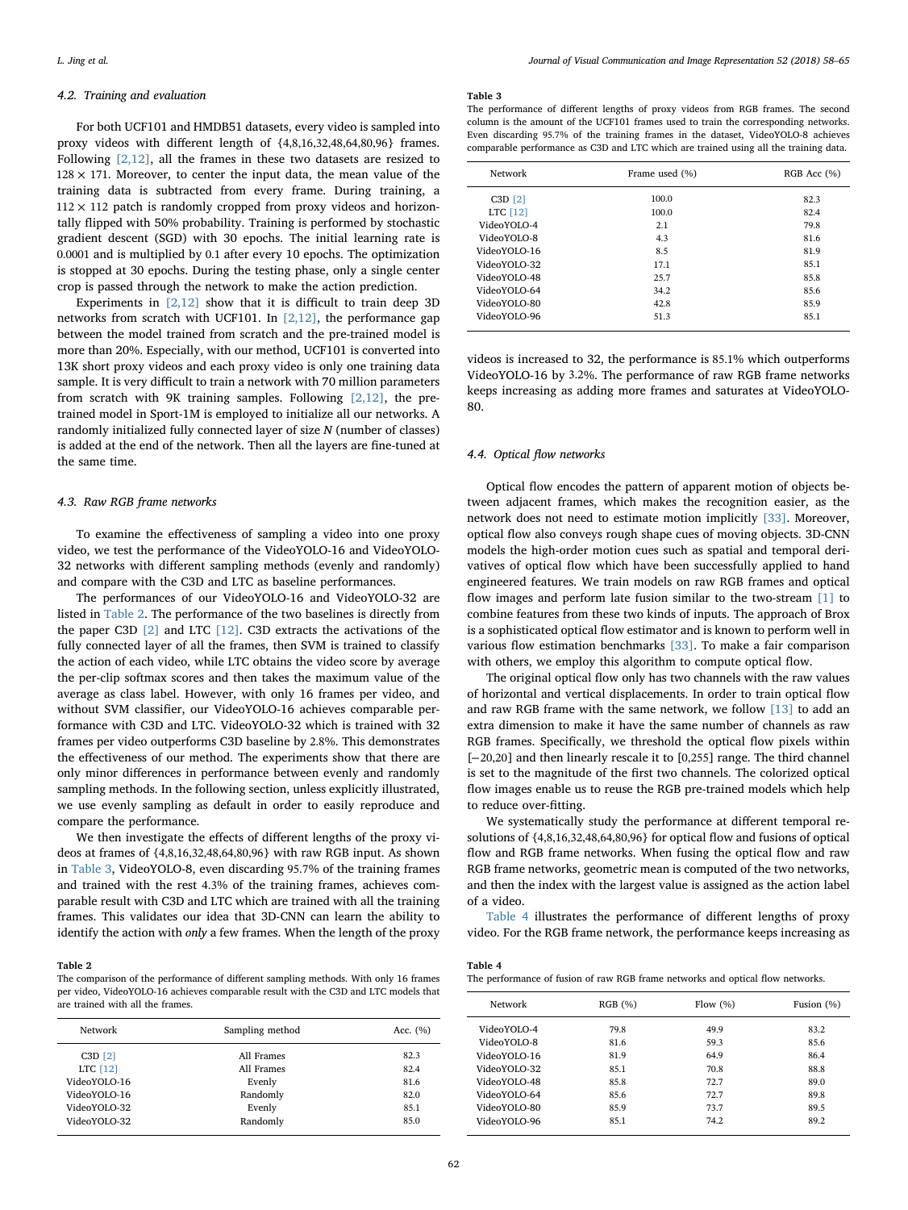### 4.2. Training and evaluation

For both UCF101 and HMDB51 datasets, every video is sampled into proxy videos with different length of {4,8,16,32,48,64,80,96} frames. Following [2,12], all the frames in these two datasets are resized to $128 \times 171$. Moreover, to center the input data, the mean value of the training data is subtracted from every frame. During training, a $112 \times 112$ patch is randomly cropped from proxy videos and horizontally flipped with 50% probability. Training is performed by stochastic gradient descent (SGD) with 30 epochs. The initial learning rate is 0.0001 and is multiplied by 0.1 after every 10 epochs. The optimization is stopped at 30 epochs. During the testing phase, only a single center crop is passed through the network to make the action prediction.

Experiments in [2,12] show that it is difficult to train deep 3D networks from scratch with UCF101. In [2,12], the performance gap between the model trained from scratch and the pre-trained model is more than 20%. Especially, with our method, UCF101 is converted into 13K short proxy videos and each proxy video is only one training data sample. It is very difficult to train a network with 70 million parameters from scratch with 9K training samples. Following [2,12], the pre-trained model in Sport-1M is employed to initialize all our networks. A randomly initialized fully connected layer of size $N$ (number of classes) is added at the end of the network. Then all the layers are fine-tuned at the same time.

### 4.3. Raw RGB frame networks

To examine the effectiveness of sampling a video into one proxy video, we test the performance of the VideoYOLO-16 and VideoYOLO-32 networks with different sampling methods (evenly and randomly) and compare with the C3D and LTC as baseline performances.

The performances of our VideoYOLO-16 and VideoYOLO-32 are listed in Table 2. The performance of the two baselines is directly from the paper C3D [2] and LTC [12]. C3D extracts the activations of the fully connected layer of all the frames, then SVM is trained to classify the action of each video, while LTC obtains the video score by average the per-clip softmax scores and then takes the maximum value of the average as class label. However, with only 16 frames per video, and without SVM classifier, our VideoYOLO-16 achieves comparable performance with C3D and LTC. VideoYOLO-32 which is trained with 32 frames per video outperforms C3D baseline by 2.8%. This demonstrates the effectiveness of our method. The experiments show that there are only minor differences in performance between evenly and randomly sampling methods. In the following section, unless explicitly illustrated, we use evenly sampling as default in order to easily reproduce and compare the performance.

We then investigate the effects of different lengths of the proxy videos at frames of {4,8,16,32,48,64,80,96} with raw RGB input. As shown in Table 3, VideoYOLO-8, even discarding 95.7% of the training frames and trained with the rest 4.3% of the training frames, achieves comparable result with C3D and LTC which are trained with all the training frames. This validates our idea that 3D-CNN can learn the ability to identify the action with *only* a few frames. When the length of the proxy videos is increased to 32, the performance is 85.1% which outperforms VideoYOLO-16 by 3.2%. The performance of raw RGB frame networks keeps increasing as adding more frames and saturates at VideoYOLO-80.

**Table 2**
The comparison of the performance of different sampling methods. With only 16 frames per video, VideoYOLO-16 achieves comparable result with the C3D and LTC models that are trained with all the frames.

| Network | Sampling method | Acc. (%) |
|---|---|---|
| C3D [2] | All Frames | 82.3 |
| LTC [12] | All Frames | 82.4 |
| VideoYOLO-16 | Evenly | 81.6 |
| VideoYOLO-16 | Randomly | 82.0 |
| VideoYOLO-32 | Evenly | 85.1 |
| VideoYOLO-32 | Randomly | 85.0 |

**Table 3**
The performance of different lengths of proxy videos from RGB frames. The second column is the amount of the UCF101 frames used to train the corresponding networks. Even discarding 95.7% of the training frames in the dataset, VideoYOLO-8 achieves comparable performance as C3D and LTC which are trained using all the training data.

| Network | Frame used (%) | RGB Acc (%) |
|---|---|---|
| C3D [2] | 100.0 | 82.3 |
| LTC [12] | 100.0 | 82.4 |
| VideoYOLO-4 | 2.1 | 79.8 |
| VideoYOLO-8 | 4.3 | 81.6 |
| VideoYOLO-16 | 8.5 | 81.9 |
| VideoYOLO-32 | 17.1 | 85.1 |
| VideoYOLO-48 | 25.7 | 85.8 |
| VideoYOLO-64 | 34.2 | 85.6 |
| VideoYOLO-80 | 42.8 | 85.9 |
| VideoYOLO-96 | 51.3 | 85.1 |

### 4.4. Optical flow networks

Optical flow encodes the pattern of apparent motion of objects between adjacent frames, which makes the recognition easier, as the network does not need to estimate motion implicitly [33]. Moreover, optical flow also conveys rough shape cues of moving objects. 3D-CNN models the high-order motion cues such as spatial and temporal derivatives of optical flow which have been successfully applied to hand engineered features. We train models on raw RGB frames and optical flow images and perform late fusion similar to the two-stream [1] to combine features from these two kinds of inputs. The approach of Brox is a sophisticated optical flow estimator and is known to perform well in various flow estimation benchmarks [33]. To make a fair comparison with others, we employ this algorithm to compute optical flow.

The original optical flow only has two channels with the raw values of horizontal and vertical displacements. In order to train optical flow and raw RGB frame with the same network, we follow [13] to add an extra dimension to make it have the same number of channels as raw RGB frames. Specifically, we threshold the optical flow pixels within [−20,20] and then linearly rescale it to [0,255] range. The third channel is set to the magnitude of the first two channels. The colorized optical flow images enable us to reuse the RGB pre-trained models which help to reduce over-fitting.

We systematically study the performance at different temporal resolutions of {4,8,16,32,48,64,80,96} for optical flow and fusions of optical flow and RGB frame networks. When fusing the optical flow and raw RGB frame networks, geometric mean is computed of the two networks, and then the index with the largest value is assigned as the action label of a video.

Table 4 illustrates the performance of different lengths of proxy video. For the RGB frame network, the performance keeps increasing as

**Table 4**
The performance of fusion of raw RGB frame networks and optical flow networks.

| Network | RGB (%) | Flow (%) | Fusion (%) |
|---|---|---|---|
| VideoYOLO-4 | 79.8 | 49.9 | 83.2 |
| VideoYOLO-8 | 81.6 | 59.3 | 85.6 |
| VideoYOLO-16 | 81.9 | 64.9 | 86.4 |
| VideoYOLO-32 | 85.1 | 70.8 | 88.8 |
| VideoYOLO-48 | 85.8 | 72.7 | 89.0 |
| VideoYOLO-64 | 85.6 | 72.7 | 89.8 |
| VideoYOLO-80 | 85.9 | 73.7 | 89.5 |
| VideoYOLO-96 | 85.1 | 74.2 | 89.2 |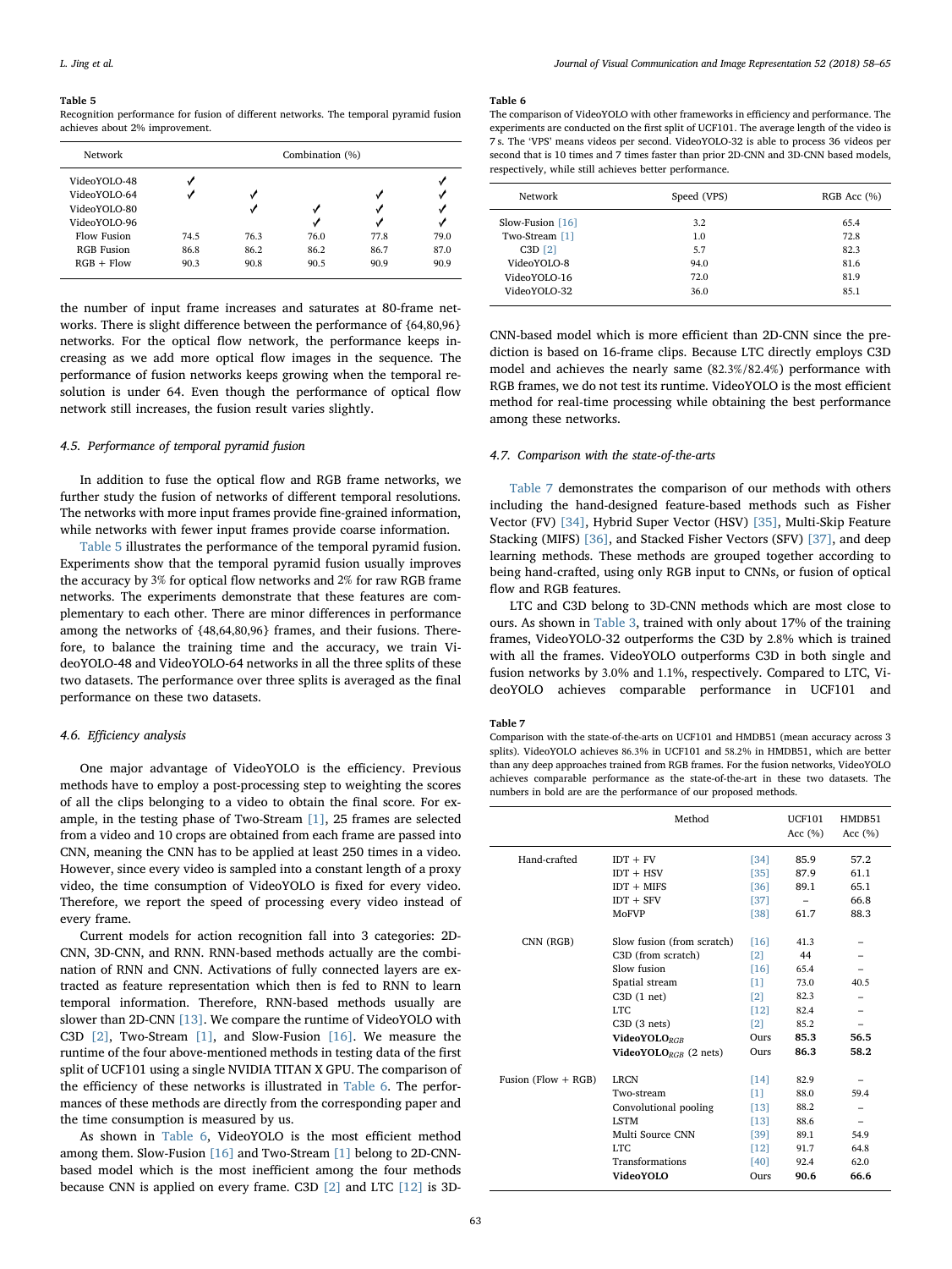**Table 5**
Recognition performance for fusion of different networks. The temporal pyramid fusion achieves about 2% improvement.

| Network | Combination (%) | | | | |
|---|---|---|---|---|---|
| VideoYOLO-48 | ✓ | | | | ✓ |
| VideoYOLO-64 | ✓ | ✓ | | ✓ | ✓ |
| VideoYOLO-80 | | ✓ | ✓ | ✓ | ✓ |
| VideoYOLO-96 | | | ✓ | ✓ | ✓ |
| Flow Fusion | 74.5 | 76.3 | 76.0 | 77.8 | 79.0 |
| RGB Fusion | 86.8 | 86.2 | 86.2 | 86.7 | 87.0 |
| RGB + Flow | 90.3 | 90.8 | 90.5 | 90.9 | 90.9 |

the number of input frame increases and saturates at 80-frame networks. There is slight difference between the performance of {64,80,96} networks. For the optical flow network, the performance keeps increasing as we add more optical flow images in the sequence. The performance of fusion networks keeps growing when the temporal resolution is under 64. Even though the performance of optical flow network still increases, the fusion result varies slightly.

### 4.5. Performance of temporal pyramid fusion

In addition to fuse the optical flow and RGB frame networks, we further study the fusion of networks of different temporal resolutions. The networks with more input frames provide fine-grained information, while networks with fewer input frames provide coarse information.

Table 5 illustrates the performance of the temporal pyramid fusion. Experiments show that the temporal pyramid fusion usually improves the accuracy by 3% for optical flow networks and 2% for raw RGB frame networks. The experiments demonstrate that these features are complementary to each other. There are minor differences in performance among the networks of {48,64,80,96} frames, and their fusions. Therefore, to balance the training time and the accuracy, we train VideoYOLO-48 and VideoYOLO-64 networks in all the three splits of these two datasets. The performance over three splits is averaged as the final performance on these two datasets.

### 4.6. Efficiency analysis

One major advantage of VideoYOLO is the efficiency. Previous methods have to employ a post-processing step to weighting the scores of all the clips belonging to a video to obtain the final score. For example, in the testing phase of Two-Stream [1], 25 frames are selected from a video and 10 crops are obtained from each frame are passed into CNN, meaning the CNN has to be applied at least 250 times in a video. However, since every video is sampled into a constant length of a proxy video, the time consumption of VideoYOLO is fixed for every video. Therefore, we report the speed of processing every video instead of every frame.

Current models for action recognition fall into 3 categories: 2D-CNN, 3D-CNN, and RNN. RNN-based methods actually are the combination of RNN and CNN. Activations of fully connected layers are extracted as feature representation which then is fed to RNN to learn temporal information. Therefore, RNN-based methods usually are slower than 2D-CNN [13]. We compare the runtime of VideoYOLO with C3D [2], Two-Stream [1], and Slow-Fusion [16]. We measure the runtime of the four above-mentioned methods in testing data of the first split of UCF101 using a single NVIDIA TITAN X GPU. The comparison of the efficiency of these networks is illustrated in Table 6. The performances of these methods are directly from the corresponding paper and the time consumption is measured by us.

As shown in Table 6, VideoYOLO is the most efficient method among them. Slow-Fusion [16] and Two-Stream [1] belong to 2D-CNN-based model which is the most inefficient among the four methods because CNN is applied on every frame. C3D [2] and LTC [12] is 3D-CNN-based model which is more efficient than 2D-CNN since the prediction is based on 16-frame clips. Because LTC directly employs C3D model and achieves the nearly same (82.3%/82.4%) performance with RGB frames, we do not test its runtime. VideoYOLO is the most efficient method for real-time processing while obtaining the best performance among these networks.

**Table 6**
The comparison of VideoYOLO with other frameworks in efficiency and performance. The experiments are conducted on the first split of UCF101. The average length of the video is 7 s. The 'VPS' means videos per second. VideoYOLO-32 is able to process 36 videos per second that is 10 times and 7 times faster than prior 2D-CNN and 3D-CNN based models, respectively, while still achieves better performance.

| Network | Speed (VPS) | RGB Acc (%) |
|---|---|---|
| Slow-Fusion [16] | 3.2 | 65.4 |
| Two-Stream [1] | 1.0 | 72.8 |
| C3D [2] | 5.7 | 82.3 |
| VideoYOLO-8 | 94.0 | 81.6 |
| VideoYOLO-16 | 72.0 | 81.9 |
| VideoYOLO-32 | 36.0 | 85.1 |

### 4.7. Comparison with the state-of-the-arts

Table 7 demonstrates the comparison of our methods with others including the hand-designed feature-based methods such as Fisher Vector (FV) [34], Hybrid Super Vector (HSV) [35], Multi-Skip Feature Stacking (MIFS) [36], and Stacked Fisher Vectors (SFV) [37], and deep learning methods. These methods are grouped together according to being hand-crafted, using only RGB input to CNNs, or fusion of optical flow and RGB features.

LTC and C3D belong to 3D-CNN methods which are most close to ours. As shown in Table 3, trained with only about 17% of the training frames, VideoYOLO-32 outperforms the C3D by 2.8% which is trained with all the frames. VideoYOLO outperforms C3D in both single and fusion networks by 3.0% and 1.1%, respectively. Compared to LTC, VideoYOLO achieves comparable performance in UCF101 and

**Table 7**
Comparison with the state-of-the-arts on UCF101 and HMDB51 (mean accuracy across 3 splits). VideoYOLO achieves 86.3% in UCF101 and 58.2% in HMDB51, which are better than any deep approaches trained from RGB frames. For the fusion networks, VideoYOLO achieves comparable performance as the state-of-the-art in these two datasets. The numbers in bold are are the performance of our proposed methods.

| | Method | | UCF101 Acc (%) | HMDB51 Acc (%) |
|---|---|---|---|---|
| Hand-crafted | IDT + FV | [34] | 85.9 | 57.2 |
| | IDT + HSV | [35] | 87.9 | 61.1 |
| | IDT + MIFS | [36] | 89.1 | 65.1 |
| | IDT + SFV | [37] | – | 66.8 |
| | MoFVP | [38] | 61.7 | 88.3 |
| CNN (RGB) | Slow fusion (from scratch) | [16] | 41.3 | – |
| | C3D (from scratch) | [2] | 44 | – |
| | Slow fusion | [16] | 65.4 | – |
| | Spatial stream | [1] | 73.0 | 40.5 |
| | C3D (1 net) | [2] | 82.3 | – |
| | LTC | [12] | 82.4 | – |
| | C3D (3 nets) | [2] | 85.2 | – |
| | **VideoYOLO$_{RGB}$** | Ours | **85.3** | **56.5** |
| | **VideoYOLO$_{RGB}$ (2 nets)** | Ours | **86.3** | **58.2** |
| Fusion (Flow + RGB) | LRCN | [14] | 82.9 | – |
| | Two-stream | [1] | 88.0 | 59.4 |
| | Convolutional pooling | [13] | 88.2 | – |
| | LSTM | [13] | 88.6 | – |
| | Multi Source CNN | [39] | 89.1 | 54.9 |
| | LTC | [12] | 91.7 | 64.8 |
| | Transformations | [40] | 92.4 | 62.0 |
| | **VideoYOLO** | Ours | **90.6** | **66.6** |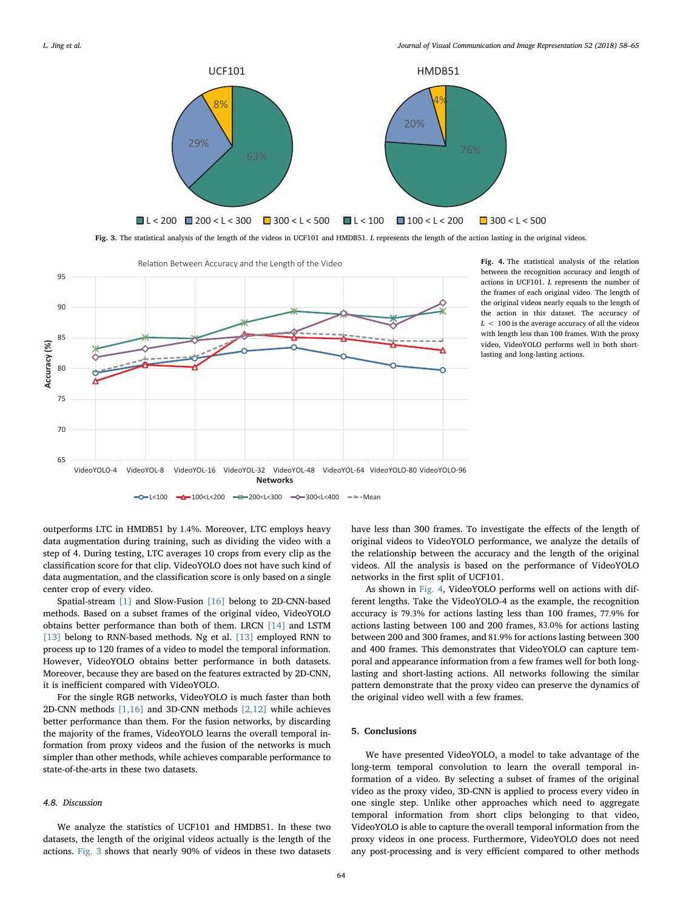**Fig. 3.** The statistical analysis of the length of the videos in UCF101 and HMDB51. $L$ represents the length of the action lasting in the original videos.

**Fig. 4.** The statistical analysis of the relation between the recognition accuracy and length of actions in UCF101. $L$ represents the number of the frames of each original video. The length of the original videos nearly equals to the length of the action in this dataset. The accuracy of $L < 100$ is the average accuracy of all the videos with length less than 100 frames. With the proxy video, VideoYOLO performs well in both short-lasting and long-lasting actions.

outperforms LTC in HMDB51 by 1.4%. Moreover, LTC employs heavy data augmentation during training, such as dividing the video with a step of 4. During testing, LTC averages 10 crops from every clip as the classification score for that clip. VideoYOLO does not have such kind of data augmentation, and the classification score is only based on a single center crop of every video.

Spatial-stream [1] and Slow-Fusion [16] belong to 2D-CNN-based methods. Based on a subset frames of the original video, VideoYOLO obtains better performance than both of them. LRCN [14] and LSTM [13] belong to RNN-based methods. Ng et al. [13] employed RNN to process up to 120 frames of a video to model the temporal information. However, VideoYOLO obtains better performance in both datasets. Moreover, because they are based on the features extracted by 2D-CNN, it is inefficient compared with VideoYOLO.

For the single RGB networks, VideoYOLO is much faster than both 2D-CNN methods [1,16] and 3D-CNN methods [2,12] while achieves better performance than them. For the fusion networks, by discarding the majority of the frames, VideoYOLO learns the overall temporal information from proxy videos and the fusion of the networks is much simpler than other methods, while achieves comparable performance to state-of-the-arts in these two datasets.

### 4.8. Discussion

We analyze the statistics of UCF101 and HMDB51. In these two datasets, the length of the original videos actually is the length of the actions. Fig. 3 shows that nearly 90% of videos in these two datasets have less than 300 frames. To investigate the effects of the length of original videos to VideoYOLO performance, we analyze the details of the relationship between the accuracy and the length of the original videos. All the analysis is based on the performance of VideoYOLO networks in the first split of UCF101.

As shown in Fig. 4, VideoYOLO performs well on actions with different lengths. Take the VideoYOLO-4 as the example, the recognition accuracy is 79.3% for actions lasting less than 100 frames, 77.9% for actions lasting between 100 and 200 frames, 83.0% for actions lasting between 200 and 300 frames, and 81.9% for actions lasting between 300 and 400 frames. This demonstrates that VideoYOLO can capture temporal and appearance information from a few frames well for both long-lasting and short-lasting actions. All networks following the similar pattern demonstrate that the proxy video can preserve the dynamics of the original video well with a few frames.

## 5. Conclusions

We have presented VideoYOLO, a model to take advantage of the long-term temporal convolution to learn the overall temporal information of a video. By selecting a subset of frames of the original video as the proxy video, 3D-CNN is applied to process every video in one single step. Unlike other approaches which need to aggregate temporal information from short clips belonging to that video, VideoYOLO is able to capture the overall temporal information from the proxy videos in one process. Furthermore, VideoYOLO does not need any post-processing and is very efficient compared to other methods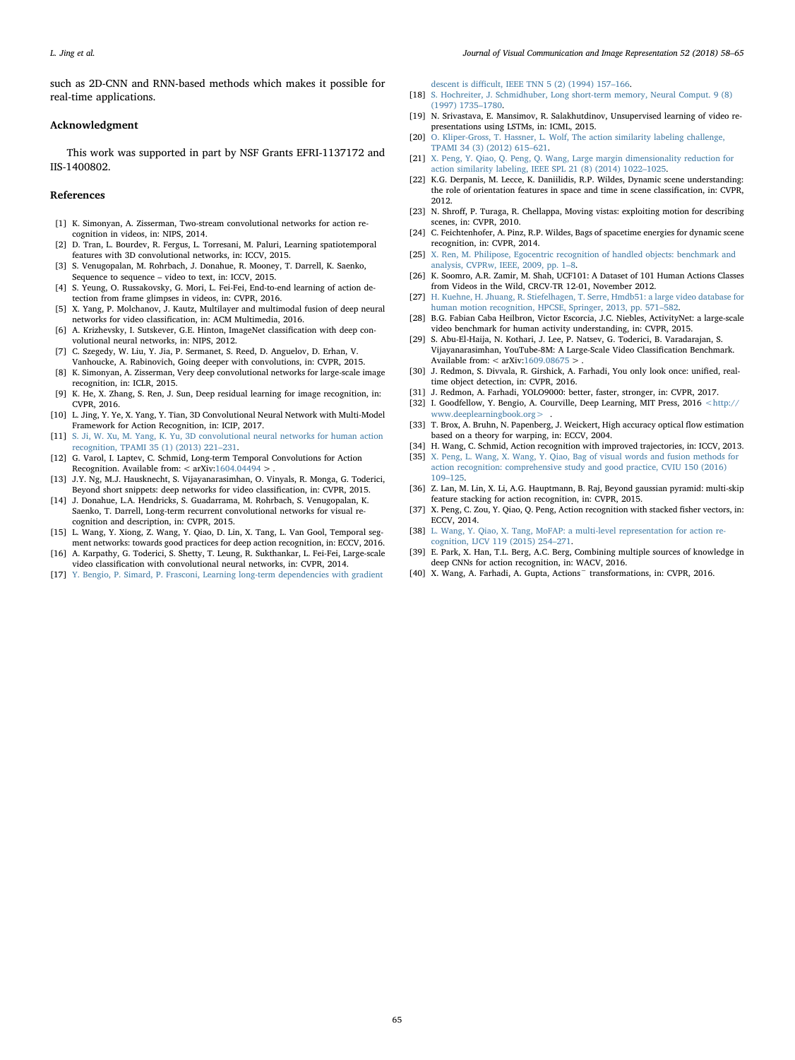such as 2D-CNN and RNN-based methods which makes it possible for real-time applications.

## Acknowledgment

This work was supported in part by NSF Grants EFRI-1137172 and IIS-1400802.

## References

[1] K. Simonyan, A. Zisserman, Two-stream convolutional networks for action recognition in videos, in: NIPS, 2014.
[2] D. Tran, L. Bourdev, R. Fergus, L. Torresani, M. Paluri, Learning spatiotemporal features with 3D convolutional networks, in: ICCV, 2015.
[3] S. Venugopalan, M. Rohrbach, J. Donahue, R. Mooney, T. Darrell, K. Saenko, Sequence to sequence – video to text, in: ICCV, 2015.
[4] S. Yeung, O. Russakovsky, G. Mori, L. Fei-Fei, End-to-end learning of action detection from frame glimpses in videos, in: CVPR, 2016.
[5] X. Yang, P. Molchanov, J. Kautz, Multilayer and multimodal fusion of deep neural networks for video classification, in: ACM Multimedia, 2016.
[6] A. Krizhevsky, I. Sutskever, G.E. Hinton, ImageNet classification with deep convolutional neural networks, in: NIPS, 2012.
[7] C. Szegedy, W. Liu, Y. Jia, P. Sermanet, S. Reed, D. Anguelov, D. Erhan, V. Vanhoucke, A. Rabinovich, Going deeper with convolutions, in: CVPR, 2015.
[8] K. Simonyan, A. Zisserman, Very deep convolutional networks for large-scale image recognition, in: ICLR, 2015.
[9] K. He, X. Zhang, S. Ren, J. Sun, Deep residual learning for image recognition, in: CVPR, 2016.
[10] L. Jing, Y. Ye, X. Yang, Y. Tian, 3D Convolutional Neural Network with Multi-Model Framework for Action Recognition, in: ICIP, 2017.
[11] S. Ji, W. Xu, M. Yang, K. Yu, 3D convolutional neural networks for human action recognition, TPAMI 35 (1) (2013) 221–231.
[12] G. Varol, I. Laptev, C. Schmid, Long-term Temporal Convolutions for Action Recognition. Available from: < arXiv:1604.04494 > .
[13] J.Y. Ng, M.J. Hausknecht, S. Vijayanarasimhan, O. Vinyals, R. Monga, G. Toderici, Beyond short snippets: deep networks for video classification, in: CVPR, 2015.
[14] J. Donahue, L.A. Hendricks, S. Guadarrama, M. Rohrbach, S. Venugopalan, K. Saenko, T. Darrell, Long-term recurrent convolutional networks for visual recognition and description, in: CVPR, 2015.
[15] L. Wang, Y. Xiong, Z. Wang, Y. Qiao, D. Lin, X. Tang, L. Van Gool, Temporal segment networks: towards good practices for deep action recognition, in: ECCV, 2016.
[16] A. Karpathy, G. Toderici, S. Shetty, T. Leung, R. Sukthankar, L. Fei-Fei, Large-scale video classification with convolutional neural networks, in: CVPR, 2014.
[17] Y. Bengio, P. Simard, P. Frasconi, Learning long-term dependencies with gradient descent is difficult, IEEE TNN 5 (2) (1994) 157–166.
[18] S. Hochreiter, J. Schmidhuber, Long short-term memory, Neural Comput. 9 (8) (1997) 1735–1780.
[19] N. Srivastava, E. Mansimov, R. Salakhutdinov, Unsupervised learning of video representations using LSTMs, in: ICML, 2015.
[20] O. Kliper-Gross, T. Hassner, L. Wolf, The action similarity labeling challenge, TPAMI 34 (3) (2012) 615–621.
[21] X. Peng, Y. Qiao, Q. Peng, Q. Wang, Large margin dimensionality reduction for action similarity labeling, IEEE SPL 21 (8) (2014) 1022–1025.
[22] K.G. Derpanis, M. Lecce, K. Daniilidis, R.P. Wildes, Dynamic scene understanding: the role of orientation features in space and time in scene classification, in: CVPR, 2012.
[23] N. Shroff, P. Turaga, R. Chellappa, Moving vistas: exploiting motion for describing scenes, in: CVPR, 2010.
[24] C. Feichtenhofer, A. Pinz, R.P. Wildes, Bags of spacetime energies for dynamic scene recognition, in: CVPR, 2014.
[25] X. Ren, M. Philipose, Egocentric recognition of handled objects: benchmark and analysis, CVPRw, IEEE, 2009, pp. 1–8.
[26] K. Soomro, A.R. Zamir, M. Shah, UCF101: A Dataset of 101 Human Actions Classes from Videos in the Wild, CRCV-TR 12-01, November 2012.
[27] H. Kuehne, H. Jhuang, R. Stiefelhagen, T. Serre, Hmdb51: a large video database for human motion recognition, HPCSE, Springer, 2013, pp. 571–582.
[28] B.G. Fabian Caba Heilbron, Victor Escorcia, J.C. Niebles, ActivityNet: a large-scale video benchmark for human activity understanding, in: CVPR, 2015.
[29] S. Abu-El-Haija, N. Kothari, J. Lee, P. Natsev, G. Toderici, B. Varadarajan, S. Vijayanarasimhan, YouTube-8M: A Large-Scale Video Classification Benchmark. Available from: < arXiv:1609.08675 > .
[30] J. Redmon, S. Divvala, R. Girshick, A. Farhadi, You only look once: unified, real-time object detection, in: CVPR, 2016.
[31] J. Redmon, A. Farhadi, YOLO9000: better, faster, stronger, in: CVPR, 2017.
[32] I. Goodfellow, Y. Bengio, A. Courville, Deep Learning, MIT Press, 2016 < http://www.deeplearningbook.org > .
[33] T. Brox, A. Bruhn, N. Papenberg, J. Weickert, High accuracy optical flow estimation based on a theory for warping, in: ECCV, 2004.
[34] H. Wang, C. Schmid, Action recognition with improved trajectories, in: ICCV, 2013.
[35] X. Peng, L. Wang, X. Wang, Y. Qiao, Bag of visual words and fusion methods for action recognition: comprehensive study and good practice, CVIU 150 (2016) 109–125.
[36] Z. Lan, M. Lin, X. Li, A.G. Hauptmann, B. Raj, Beyond gaussian pyramid: multi-skip feature stacking for action recognition, in: CVPR, 2015.
[37] X. Peng, C. Zou, Y. Qiao, Q. Peng, Action recognition with stacked fisher vectors, in: ECCV, 2014.
[38] L. Wang, Y. Qiao, X. Tang, MoFAP: a multi-level representation for action recognition, IJCV 119 (2015) 254–271.
[39] E. Park, X. Han, T.L. Berg, A.C. Berg, Combining multiple sources of knowledge in deep CNNs for action recognition, in: WACV, 2016.
[40] X. Wang, A. Farhadi, A. Gupta, Actions~ transformations, in: CVPR, 2016.